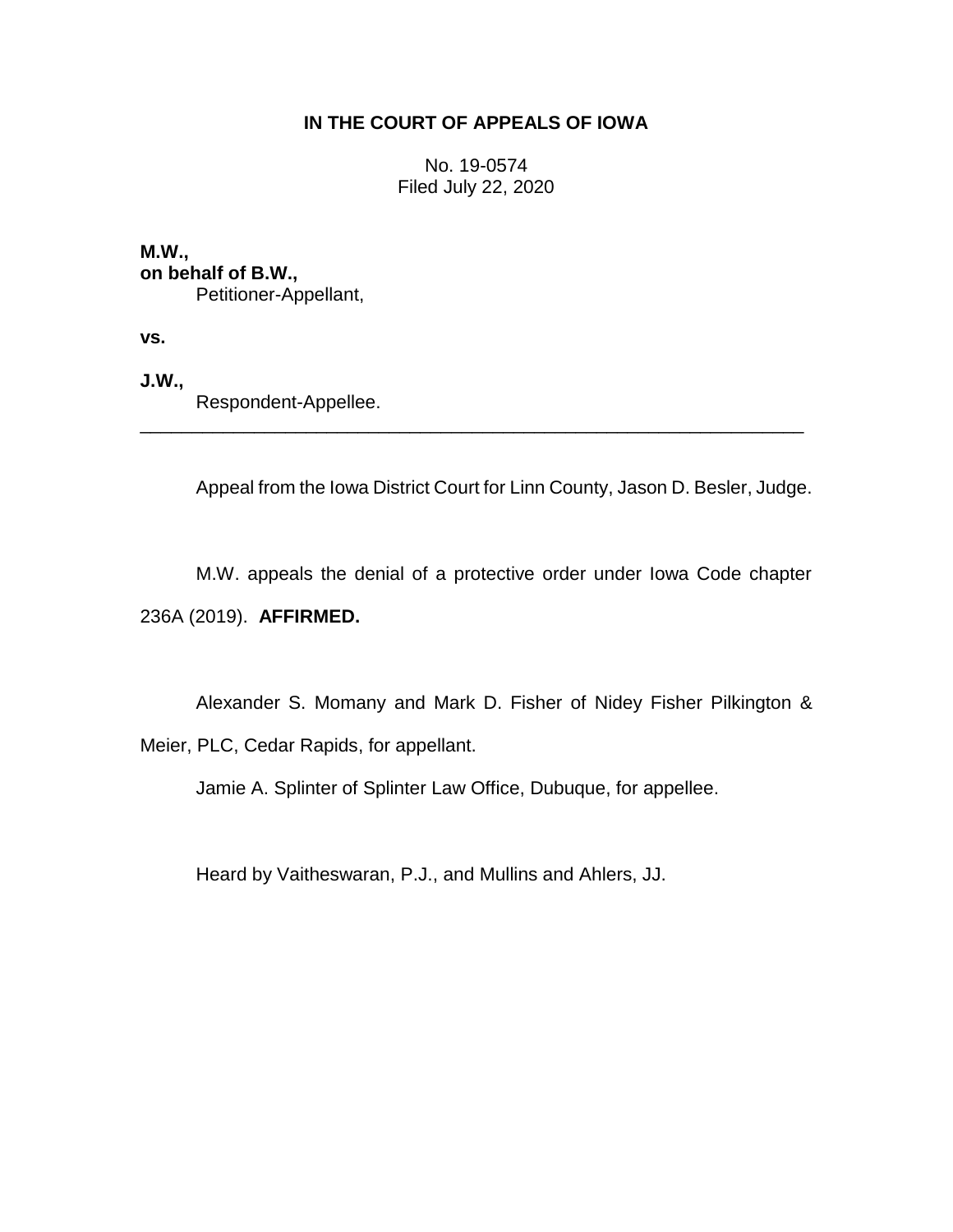**IN THE COURT OF APPEALS OF IOWA**

No. 19-0574
Filed July 22, 2020

**M.W.,**
**on behalf of B.W.,**
Petitioner-Appellant,

**vs.**

**J.W.,**
Respondent-Appellee.

---

Appeal from the Iowa District Court for Linn County, Jason D. Besler, Judge.

M.W. appeals the denial of a protective order under Iowa Code chapter 236A (2019). **AFFIRMED.**

Alexander S. Momany and Mark D. Fisher of Nidey Fisher Pilkington & Meier, PLC, Cedar Rapids, for appellant.

Jamie A. Splinter of Splinter Law Office, Dubuque, for appellee.

Heard by Vaitheswaran, P.J., and Mullins and Ahlers, JJ.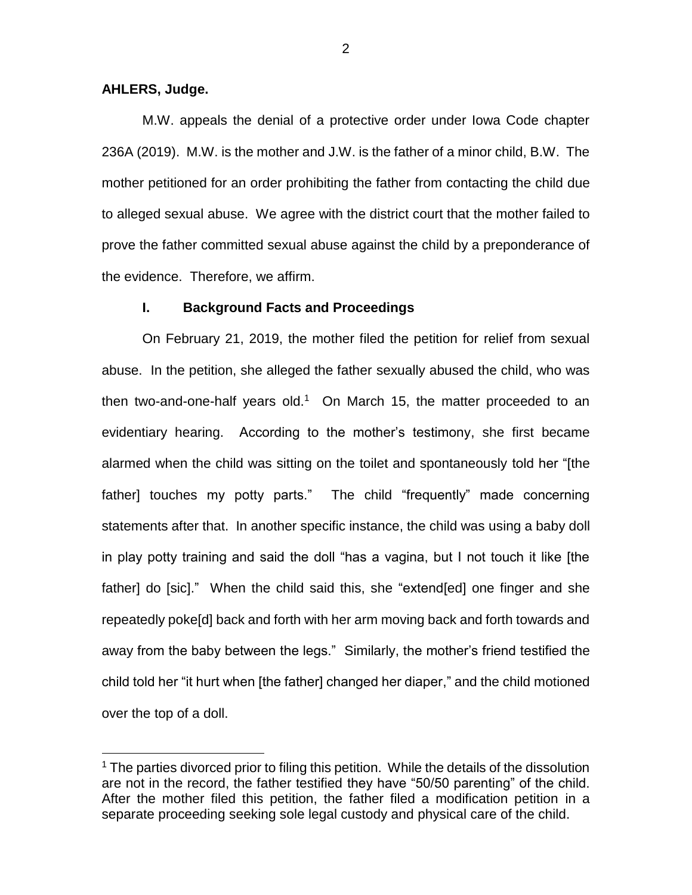**AHLERS, Judge.**

M.W. appeals the denial of a protective order under Iowa Code chapter 236A (2019). M.W. is the mother and J.W. is the father of a minor child, B.W. The mother petitioned for an order prohibiting the father from contacting the child due to alleged sexual abuse. We agree with the district court that the mother failed to prove the father committed sexual abuse against the child by a preponderance of the evidence. Therefore, we affirm.

## I. Background Facts and Proceedings

On February 21, 2019, the mother filed the petition for relief from sexual abuse. In the petition, she alleged the father sexually abused the child, who was then two-and-one-half years old.[1] On March 15, the matter proceeded to an evidentiary hearing. According to the mother's testimony, she first became alarmed when the child was sitting on the toilet and spontaneously told her "[the father] touches my potty parts." The child "frequently" made concerning statements after that. In another specific instance, the child was using a baby doll in play potty training and said the doll "has a vagina, but I not touch it like [the father] do [sic]." When the child said this, she "extend[ed] one finger and she repeatedly poke[d] back and forth with her arm moving back and forth towards and away from the baby between the legs." Similarly, the mother's friend testified the child told her "it hurt when [the father] changed her diaper," and the child motioned over the top of a doll.

[1] The parties divorced prior to filing this petition. While the details of the dissolution are not in the record, the father testified they have "50/50 parenting" of the child. After the mother filed this petition, the father filed a modification petition in a separate proceeding seeking sole legal custody and physical care of the child.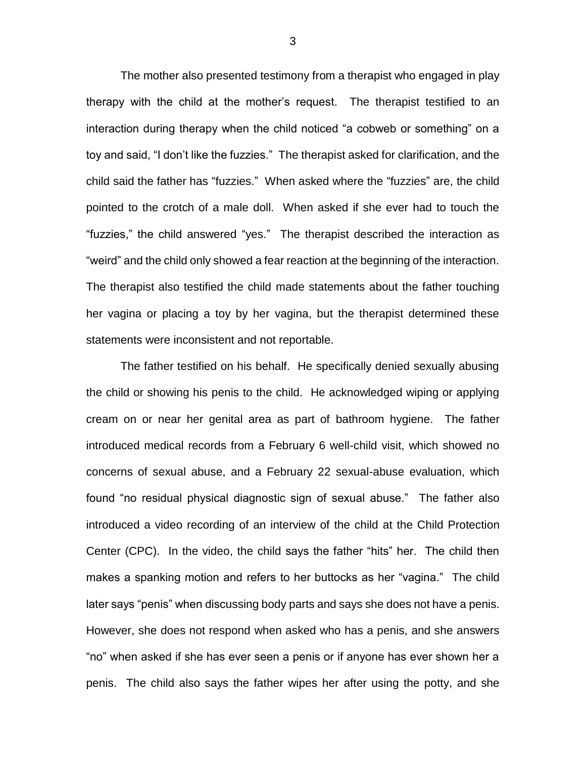The mother also presented testimony from a therapist who engaged in play therapy with the child at the mother's request. The therapist testified to an interaction during therapy when the child noticed "a cobweb or something" on a toy and said, "I don't like the fuzzies." The therapist asked for clarification, and the child said the father has "fuzzies." When asked where the "fuzzies" are, the child pointed to the crotch of a male doll. When asked if she ever had to touch the "fuzzies," the child answered "yes." The therapist described the interaction as "weird" and the child only showed a fear reaction at the beginning of the interaction. The therapist also testified the child made statements about the father touching her vagina or placing a toy by her vagina, but the therapist determined these statements were inconsistent and not reportable.

The father testified on his behalf. He specifically denied sexually abusing the child or showing his penis to the child. He acknowledged wiping or applying cream on or near her genital area as part of bathroom hygiene. The father introduced medical records from a February 6 well-child visit, which showed no concerns of sexual abuse, and a February 22 sexual-abuse evaluation, which found "no residual physical diagnostic sign of sexual abuse." The father also introduced a video recording of an interview of the child at the Child Protection Center (CPC). In the video, the child says the father "hits" her. The child then makes a spanking motion and refers to her buttocks as her "vagina." The child later says "penis" when discussing body parts and says she does not have a penis. However, she does not respond when asked who has a penis, and she answers "no" when asked if she has ever seen a penis or if anyone has ever shown her a penis. The child also says the father wipes her after using the potty, and she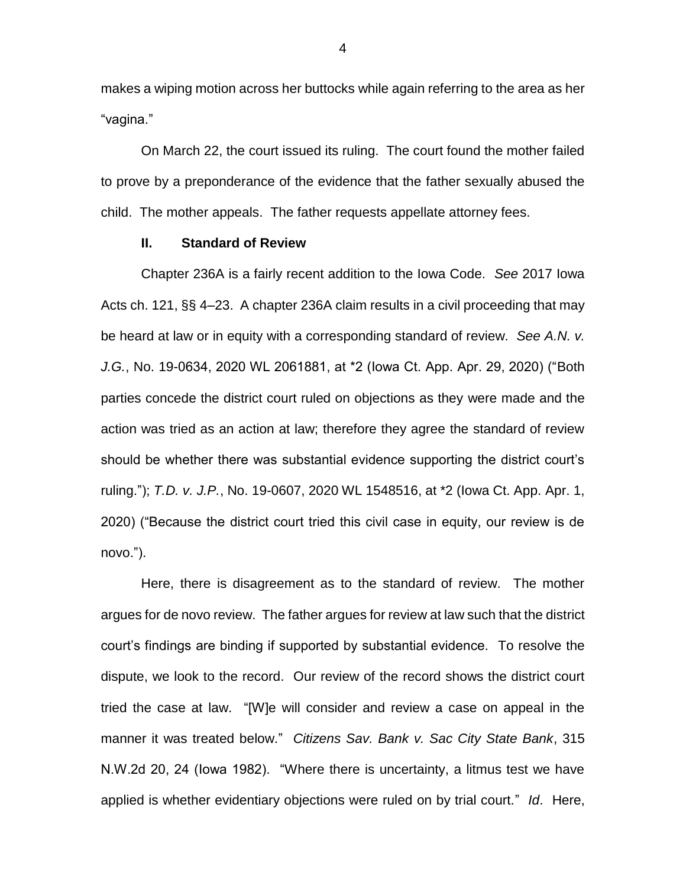makes a wiping motion across her buttocks while again referring to the area as her "vagina."

On March 22, the court issued its ruling. The court found the mother failed to prove by a preponderance of the evidence that the father sexually abused the child. The mother appeals. The father requests appellate attorney fees.

## II. Standard of Review

Chapter 236A is a fairly recent addition to the Iowa Code. *See* 2017 Iowa Acts ch. 121, §§ 4–23. A chapter 236A claim results in a civil proceeding that may be heard at law or in equity with a corresponding standard of review. *See A.N. v. J.G.*, No. 19-0634, 2020 WL 2061881, at *2 (Iowa Ct. App. Apr. 29, 2020) ("Both parties concede the district court ruled on objections as they were made and the action was tried as an action at law; therefore they agree the standard of review should be whether there was substantial evidence supporting the district court's ruling."); *T.D. v. J.P.*, No. 19-0607, 2020 WL 1548516, at *2 (Iowa Ct. App. Apr. 1, 2020) ("Because the district court tried this civil case in equity, our review is de novo.").

Here, there is disagreement as to the standard of review. The mother argues for de novo review. The father argues for review at law such that the district court's findings are binding if supported by substantial evidence. To resolve the dispute, we look to the record. Our review of the record shows the district court tried the case at law. "[W]e will consider and review a case on appeal in the manner it was treated below." *Citizens Sav. Bank v. Sac City State Bank*, 315 N.W.2d 20, 24 (Iowa 1982). "Where there is uncertainty, a litmus test we have applied is whether evidentiary objections were ruled on by trial court." *Id*. Here,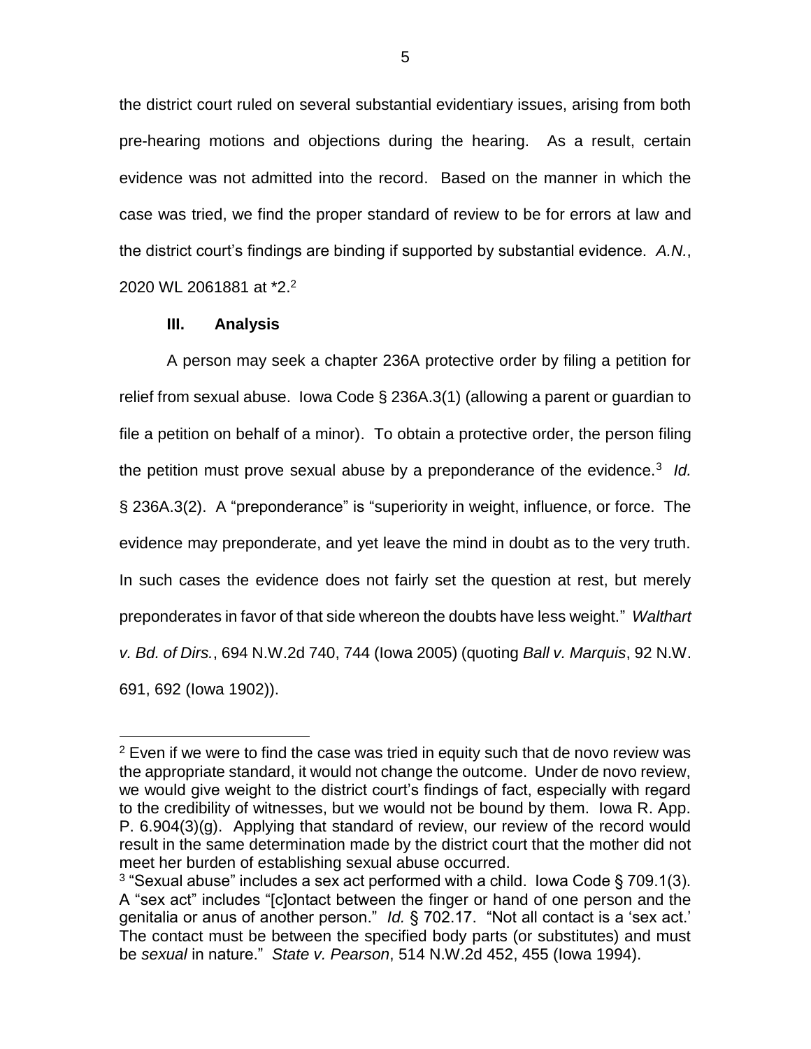the district court ruled on several substantial evidentiary issues, arising from both pre-hearing motions and objections during the hearing. As a result, certain evidence was not admitted into the record. Based on the manner in which the case was tried, we find the proper standard of review to be for errors at law and the district court's findings are binding if supported by substantial evidence. *A.N.*, 2020 WL 2061881 at *2.[2]

### III. Analysis

A person may seek a chapter 236A protective order by filing a petition for relief from sexual abuse. Iowa Code § 236A.3(1) (allowing a parent or guardian to file a petition on behalf of a minor). To obtain a protective order, the person filing the petition must prove sexual abuse by a preponderance of the evidence.[3] *Id.* § 236A.3(2). A "preponderance" is "superiority in weight, influence, or force. The evidence may preponderate, and yet leave the mind in doubt as to the very truth. In such cases the evidence does not fairly set the question at rest, but merely preponderates in favor of that side whereon the doubts have less weight." *Walthart v. Bd. of Dirs.*, 694 N.W.2d 740, 744 (Iowa 2005) (quoting *Ball v. Marquis*, 92 N.W. 691, 692 (Iowa 1902)).

---

[2] Even if we were to find the case was tried in equity such that de novo review was the appropriate standard, it would not change the outcome. Under de novo review, we would give weight to the district court's findings of fact, especially with regard to the credibility of witnesses, but we would not be bound by them. Iowa R. App. P. 6.904(3)(g). Applying that standard of review, our review of the record would result in the same determination made by the district court that the mother did not meet her burden of establishing sexual abuse occurred.

[3] "Sexual abuse" includes a sex act performed with a child. Iowa Code § 709.1(3). A "sex act" includes "[c]ontact between the finger or hand of one person and the genitalia or anus of another person." *Id.* § 702.17. "Not all contact is a 'sex act.' The contact must be between the specified body parts (or substitutes) and must be *sexual* in nature." *State v. Pearson*, 514 N.W.2d 452, 455 (Iowa 1994).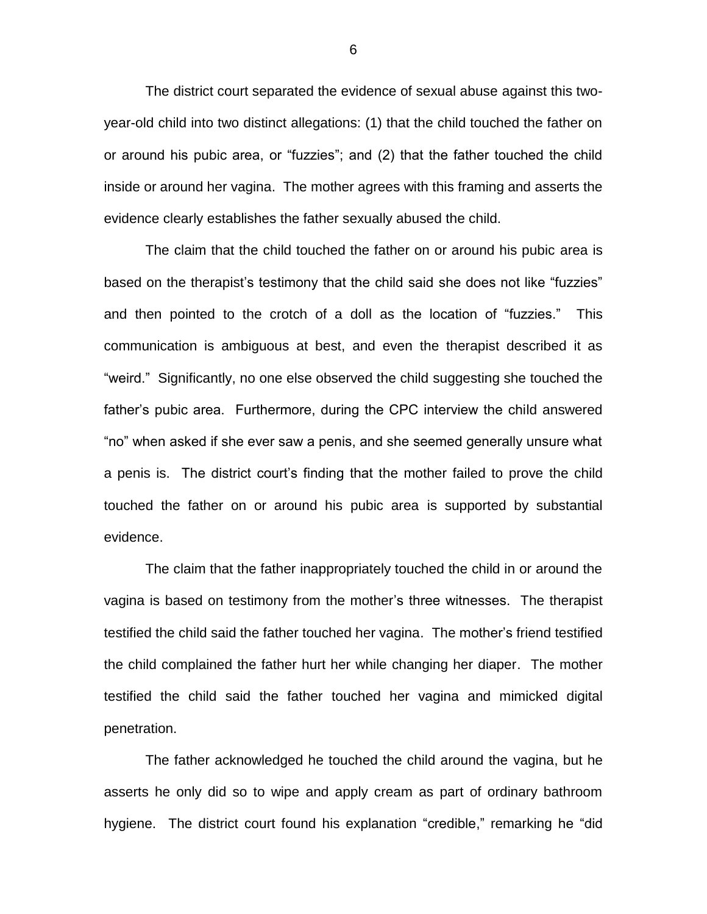The district court separated the evidence of sexual abuse against this two-year-old child into two distinct allegations: (1) that the child touched the father on or around his pubic area, or "fuzzies"; and (2) that the father touched the child inside or around her vagina. The mother agrees with this framing and asserts the evidence clearly establishes the father sexually abused the child.

The claim that the child touched the father on or around his pubic area is based on the therapist's testimony that the child said she does not like "fuzzies" and then pointed to the crotch of a doll as the location of "fuzzies." This communication is ambiguous at best, and even the therapist described it as "weird." Significantly, no one else observed the child suggesting she touched the father's pubic area. Furthermore, during the CPC interview the child answered "no" when asked if she ever saw a penis, and she seemed generally unsure what a penis is. The district court's finding that the mother failed to prove the child touched the father on or around his pubic area is supported by substantial evidence.

The claim that the father inappropriately touched the child in or around the vagina is based on testimony from the mother's three witnesses. The therapist testified the child said the father touched her vagina. The mother's friend testified the child complained the father hurt her while changing her diaper. The mother testified the child said the father touched her vagina and mimicked digital penetration.

The father acknowledged he touched the child around the vagina, but he asserts he only did so to wipe and apply cream as part of ordinary bathroom hygiene. The district court found his explanation "credible," remarking he "did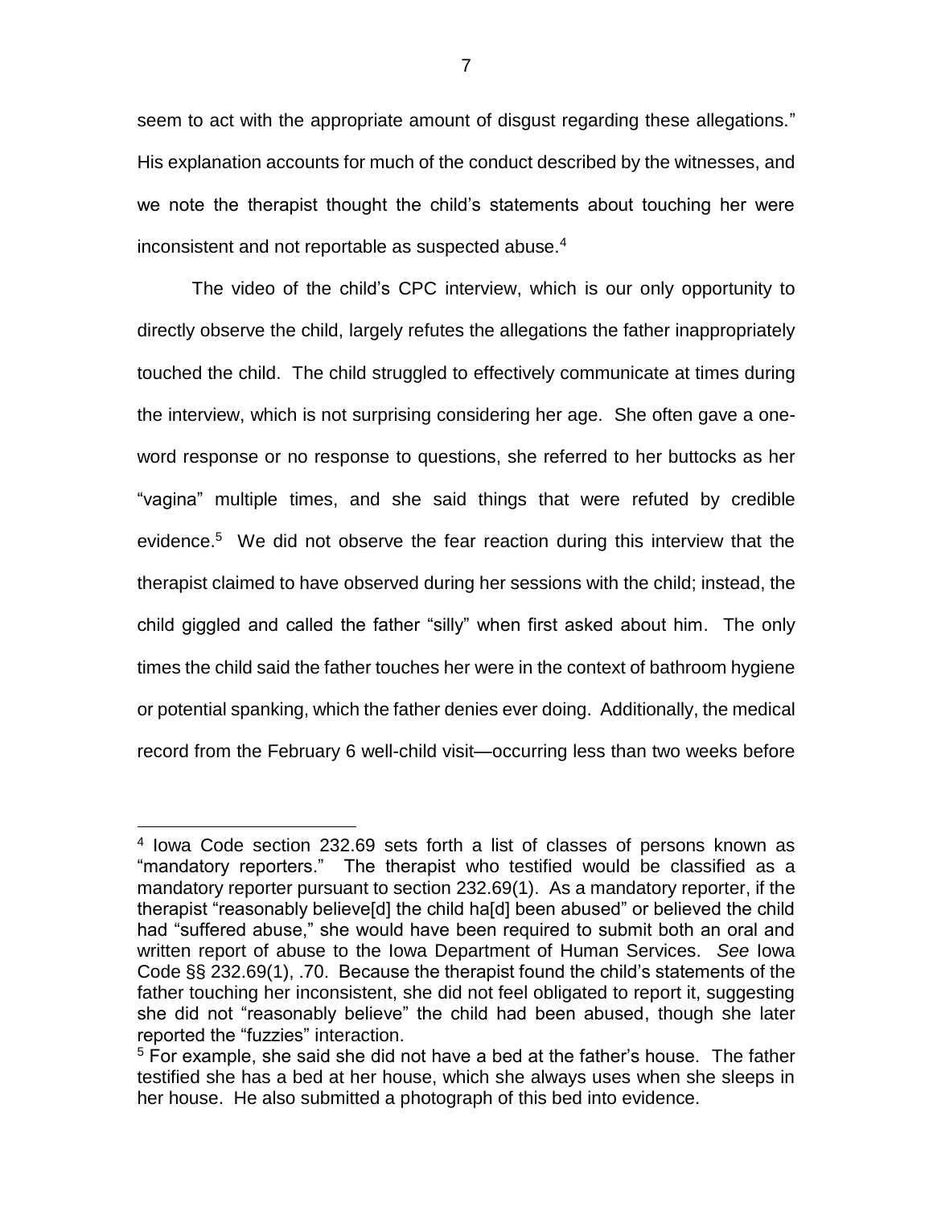seem to act with the appropriate amount of disgust regarding these allegations." His explanation accounts for much of the conduct described by the witnesses, and we note the therapist thought the child's statements about touching her were inconsistent and not reportable as suspected abuse.[4]

The video of the child's CPC interview, which is our only opportunity to directly observe the child, largely refutes the allegations the father inappropriately touched the child. The child struggled to effectively communicate at times during the interview, which is not surprising considering her age. She often gave a one-word response or no response to questions, she referred to her buttocks as her "vagina" multiple times, and she said things that were refuted by credible evidence.[5] We did not observe the fear reaction during this interview that the therapist claimed to have observed during her sessions with the child; instead, the child giggled and called the father "silly" when first asked about him. The only times the child said the father touches her were in the context of bathroom hygiene or potential spanking, which the father denies ever doing. Additionally, the medical record from the February 6 well-child visit—occurring less than two weeks before

---

[4] Iowa Code section 232.69 sets forth a list of classes of persons known as "mandatory reporters." The therapist who testified would be classified as a mandatory reporter pursuant to section 232.69(1). As a mandatory reporter, if the therapist "reasonably believe[d] the child ha[d] been abused" or believed the child had "suffered abuse," she would have been required to submit both an oral and written report of abuse to the Iowa Department of Human Services. *See* Iowa Code §§ 232.69(1), .70. Because the therapist found the child's statements of the father touching her inconsistent, she did not feel obligated to report it, suggesting she did not "reasonably believe" the child had been abused, though she later reported the "fuzzies" interaction.

[5] For example, she said she did not have a bed at the father's house. The father testified she has a bed at her house, which she always uses when she sleeps in her house. He also submitted a photograph of this bed into evidence.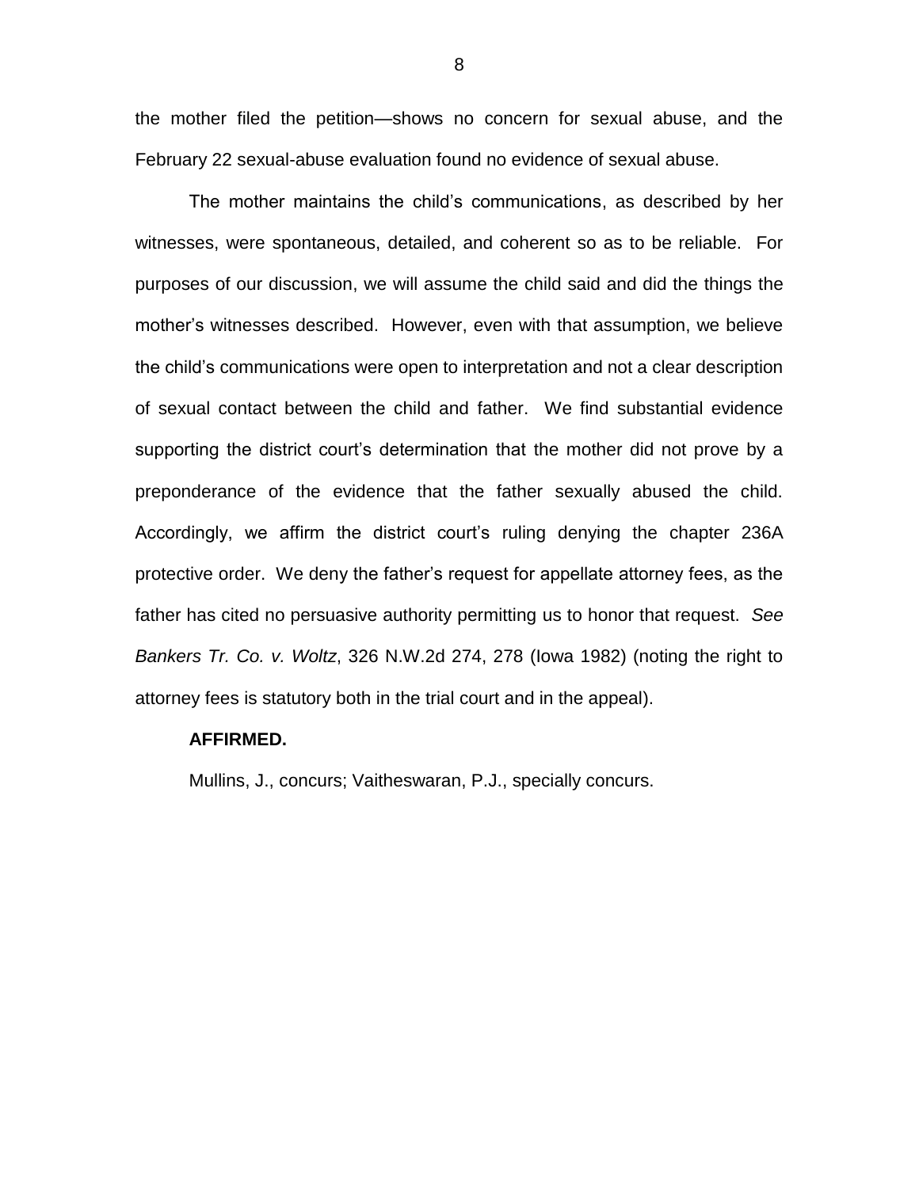the mother filed the petition—shows no concern for sexual abuse, and the February 22 sexual-abuse evaluation found no evidence of sexual abuse.

The mother maintains the child's communications, as described by her witnesses, were spontaneous, detailed, and coherent so as to be reliable. For purposes of our discussion, we will assume the child said and did the things the mother's witnesses described. However, even with that assumption, we believe the child's communications were open to interpretation and not a clear description of sexual contact between the child and father. We find substantial evidence supporting the district court's determination that the mother did not prove by a preponderance of the evidence that the father sexually abused the child. Accordingly, we affirm the district court's ruling denying the chapter 236A protective order. We deny the father's request for appellate attorney fees, as the father has cited no persuasive authority permitting us to honor that request. *See Bankers Tr. Co. v. Woltz*, 326 N.W.2d 274, 278 (Iowa 1982) (noting the right to attorney fees is statutory both in the trial court and in the appeal).

**AFFIRMED.**

Mullins, J., concurs; Vaitheswaran, P.J., specially concurs.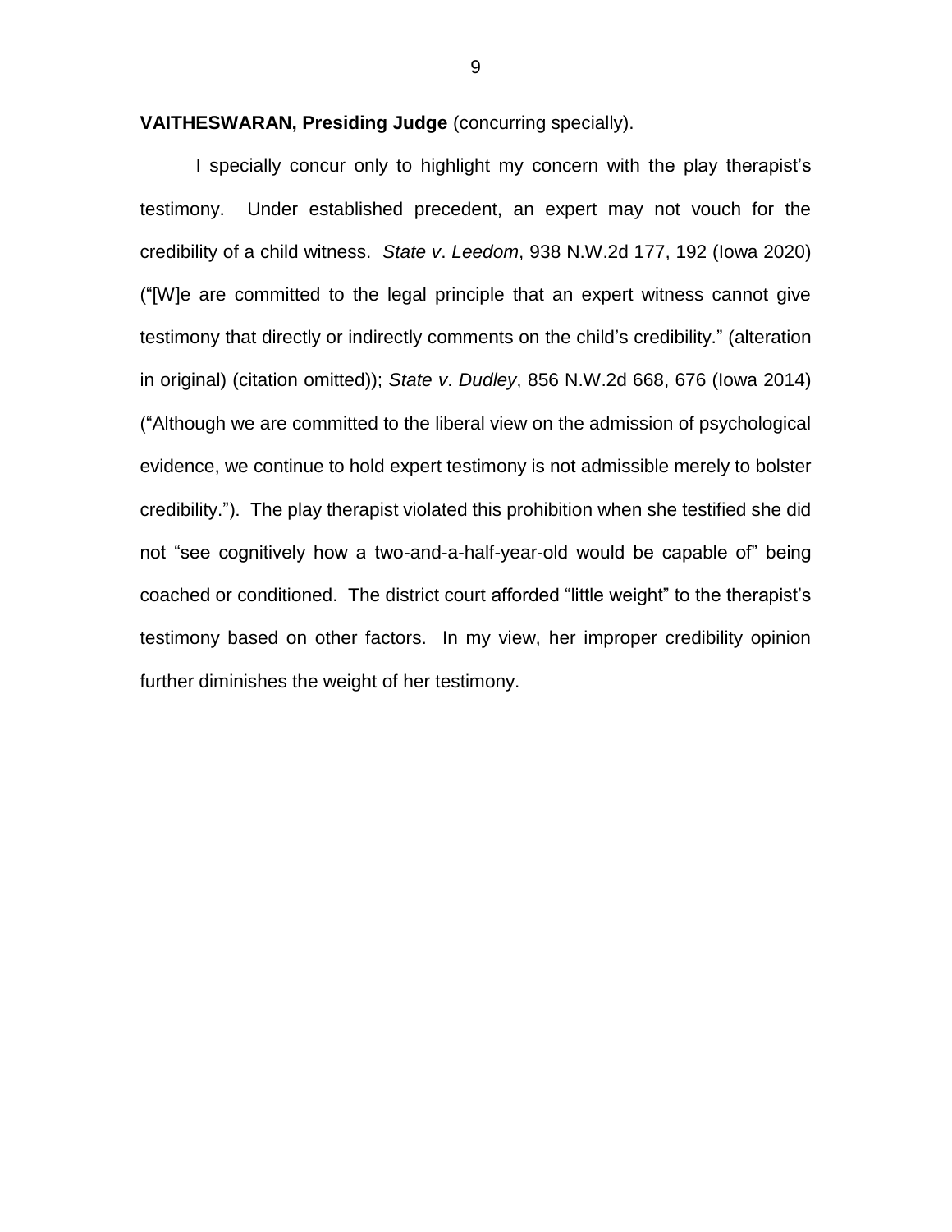**VAITHESWARAN, Presiding Judge** (concurring specially).

I specially concur only to highlight my concern with the play therapist's testimony. Under established precedent, an expert may not vouch for the credibility of a child witness. *State v. Leedom*, 938 N.W.2d 177, 192 (Iowa 2020) ("[W]e are committed to the legal principle that an expert witness cannot give testimony that directly or indirectly comments on the child's credibility." (alteration in original) (citation omitted)); *State v. Dudley*, 856 N.W.2d 668, 676 (Iowa 2014) ("Although we are committed to the liberal view on the admission of psychological evidence, we continue to hold expert testimony is not admissible merely to bolster credibility."). The play therapist violated this prohibition when she testified she did not "see cognitively how a two-and-a-half-year-old would be capable of" being coached or conditioned. The district court afforded "little weight" to the therapist's testimony based on other factors. In my view, her improper credibility opinion further diminishes the weight of her testimony.